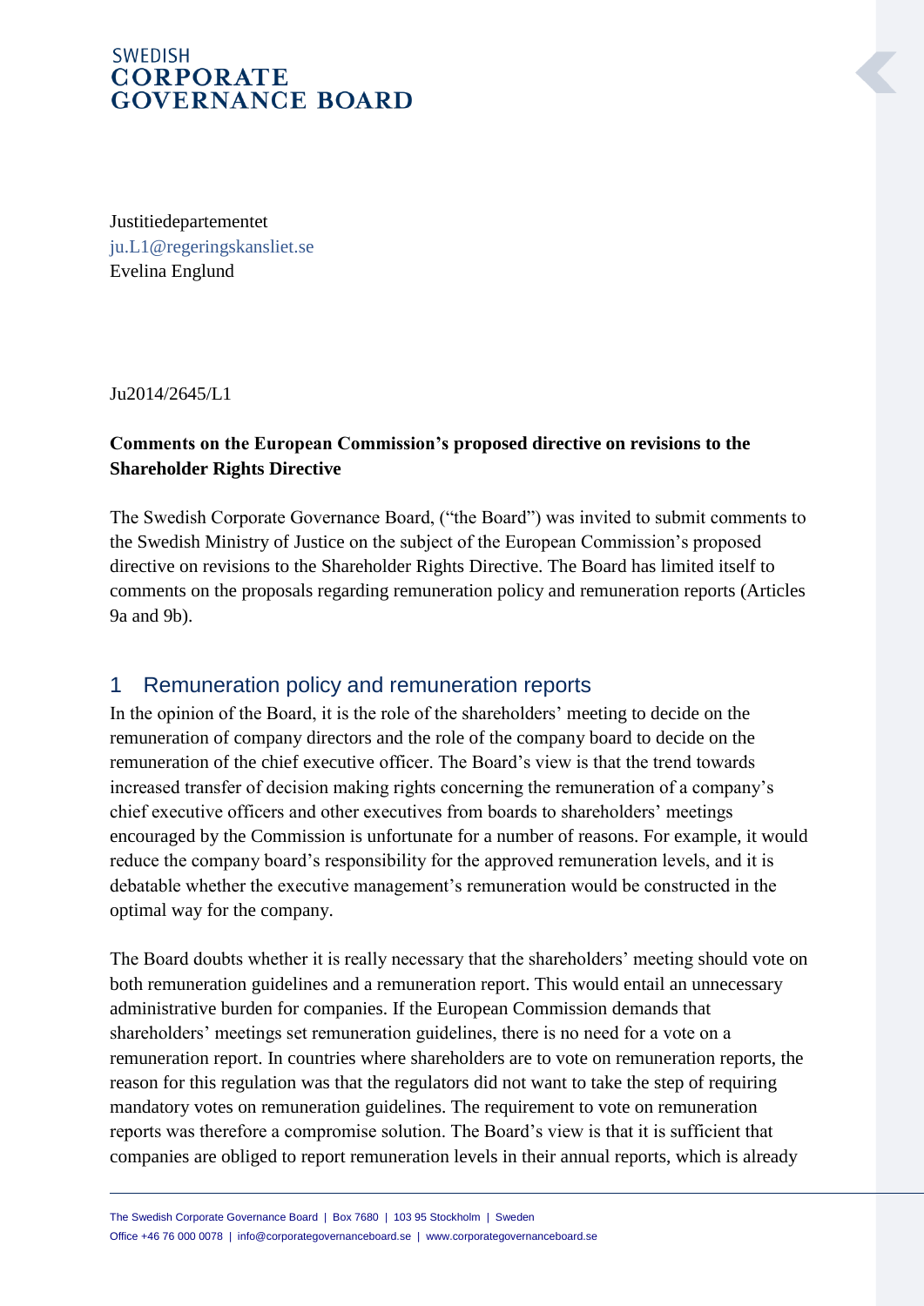SWEDISH
**CORPORATE GOVERNANCE BOARD**

Justitiedepartementet
ju.L1@regeringskansliet.se
Evelina Englund

Ju2014/2645/L1

**Comments on the European Commission's proposed directive on revisions to the Shareholder Rights Directive**

The Swedish Corporate Governance Board, ("the Board") was invited to submit comments to the Swedish Ministry of Justice on the subject of the European Commission's proposed directive on revisions to the Shareholder Rights Directive. The Board has limited itself to comments on the proposals regarding remuneration policy and remuneration reports (Articles 9a and 9b).

## 1 Remuneration policy and remuneration reports

In the opinion of the Board, it is the role of the shareholders' meeting to decide on the remuneration of company directors and the role of the company board to decide on the remuneration of the chief executive officer. The Board's view is that the trend towards increased transfer of decision making rights concerning the remuneration of a company's chief executive officers and other executives from boards to shareholders' meetings encouraged by the Commission is unfortunate for a number of reasons. For example, it would reduce the company board's responsibility for the approved remuneration levels, and it is debatable whether the executive management's remuneration would be constructed in the optimal way for the company.

The Board doubts whether it is really necessary that the shareholders' meeting should vote on both remuneration guidelines and a remuneration report. This would entail an unnecessary administrative burden for companies. If the European Commission demands that shareholders' meetings set remuneration guidelines, there is no need for a vote on a remuneration report. In countries where shareholders are to vote on remuneration reports, the reason for this regulation was that the regulators did not want to take the step of requiring mandatory votes on remuneration guidelines. The requirement to vote on remuneration reports was therefore a compromise solution. The Board's view is that it is sufficient that companies are obliged to report remuneration levels in their annual reports, which is already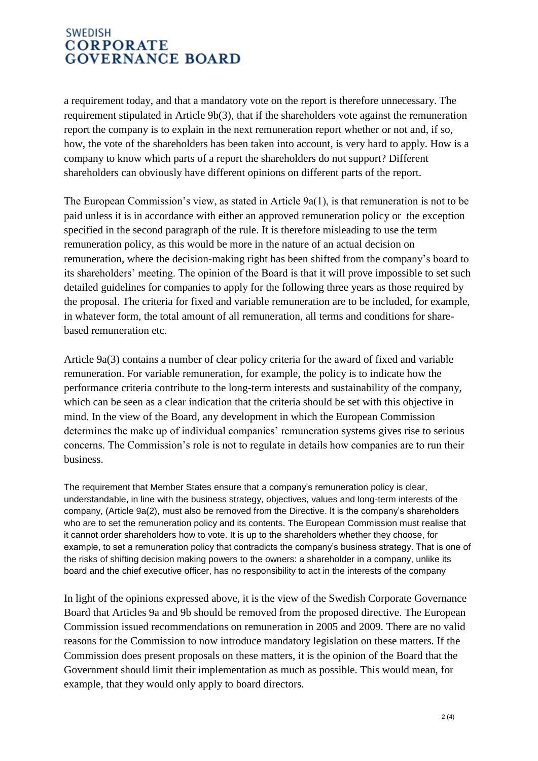a requirement today, and that a mandatory vote on the report is therefore unnecessary. The requirement stipulated in Article 9b(3), that if the shareholders vote against the remuneration report the company is to explain in the next remuneration report whether or not and, if so, how, the vote of the shareholders has been taken into account, is very hard to apply. How is a company to know which parts of a report the shareholders do not support? Different shareholders can obviously have different opinions on different parts of the report.

The European Commission's view, as stated in Article 9a(1), is that remuneration is not to be paid unless it is in accordance with either an approved remuneration policy or the exception specified in the second paragraph of the rule. It is therefore misleading to use the term remuneration policy, as this would be more in the nature of an actual decision on remuneration, where the decision-making right has been shifted from the company's board to its shareholders' meeting. The opinion of the Board is that it will prove impossible to set such detailed guidelines for companies to apply for the following three years as those required by the proposal. The criteria for fixed and variable remuneration are to be included, for example, in whatever form, the total amount of all remuneration, all terms and conditions for share-based remuneration etc.

Article 9a(3) contains a number of clear policy criteria for the award of fixed and variable remuneration. For variable remuneration, for example, the policy is to indicate how the performance criteria contribute to the long-term interests and sustainability of the company, which can be seen as a clear indication that the criteria should be set with this objective in mind. In the view of the Board, any development in which the European Commission determines the make up of individual companies' remuneration systems gives rise to serious concerns. The Commission's role is not to regulate in details how companies are to run their business.

The requirement that Member States ensure that a company's remuneration policy is clear, understandable, in line with the business strategy, objectives, values and long-term interests of the company, (Article 9a(2), must also be removed from the Directive. It is the company's shareholders who are to set the remuneration policy and its contents. The European Commission must realise that it cannot order shareholders how to vote. It is up to the shareholders whether they choose, for example, to set a remuneration policy that contradicts the company's business strategy. That is one of the risks of shifting decision making powers to the owners: a shareholder in a company, unlike its board and the chief executive officer, has no responsibility to act in the interests of the company

In light of the opinions expressed above, it is the view of the Swedish Corporate Governance Board that Articles 9a and 9b should be removed from the proposed directive. The European Commission issued recommendations on remuneration in 2005 and 2009. There are no valid reasons for the Commission to now introduce mandatory legislation on these matters. If the Commission does present proposals on these matters, it is the opinion of the Board that the Government should limit their implementation as much as possible. This would mean, for example, that they would only apply to board directors.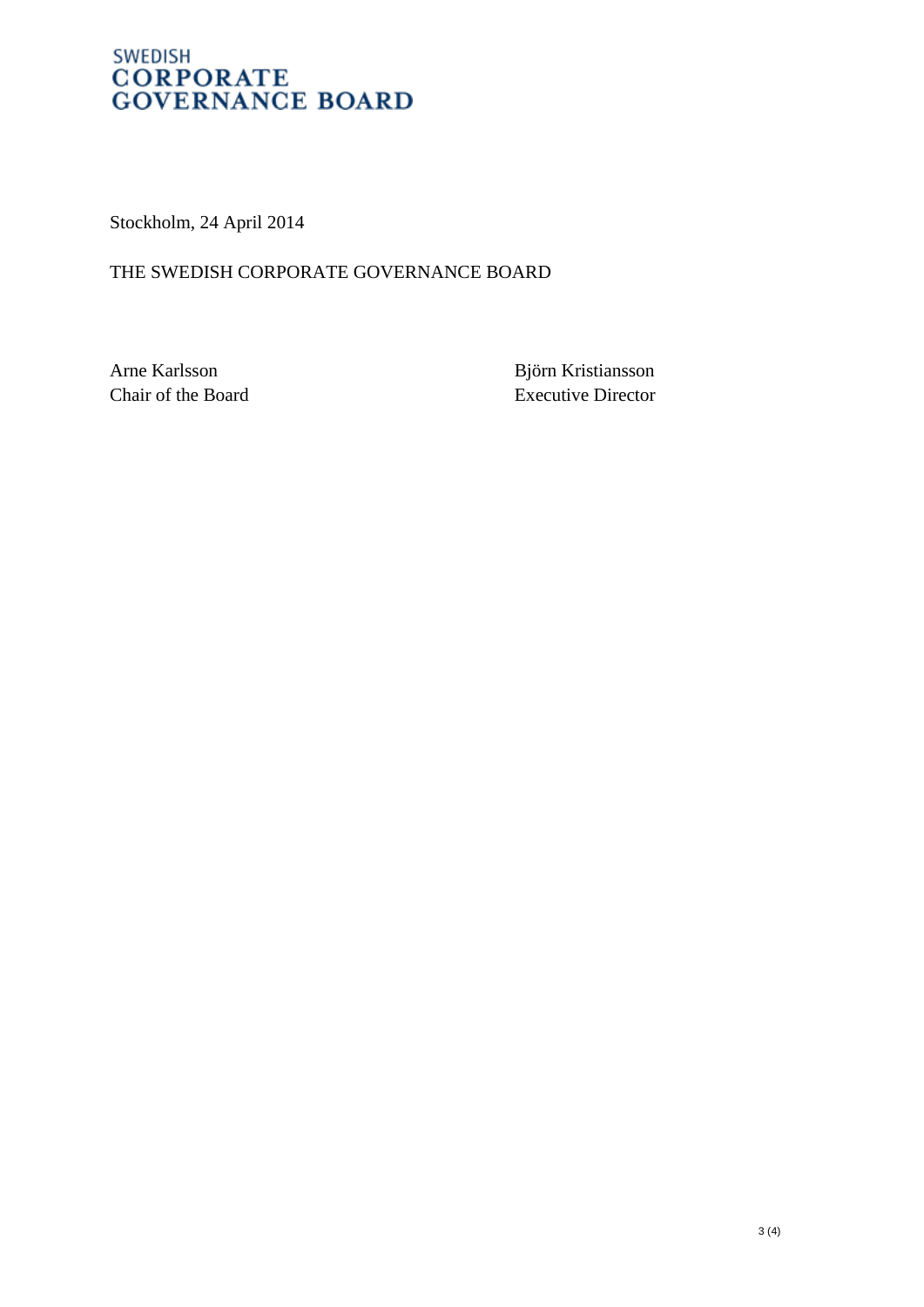Stockholm, 24 April 2014

THE SWEDISH CORPORATE GOVERNANCE BOARD

Arne Karlsson
Chair of the Board

Björn Kristiansson
Executive Director